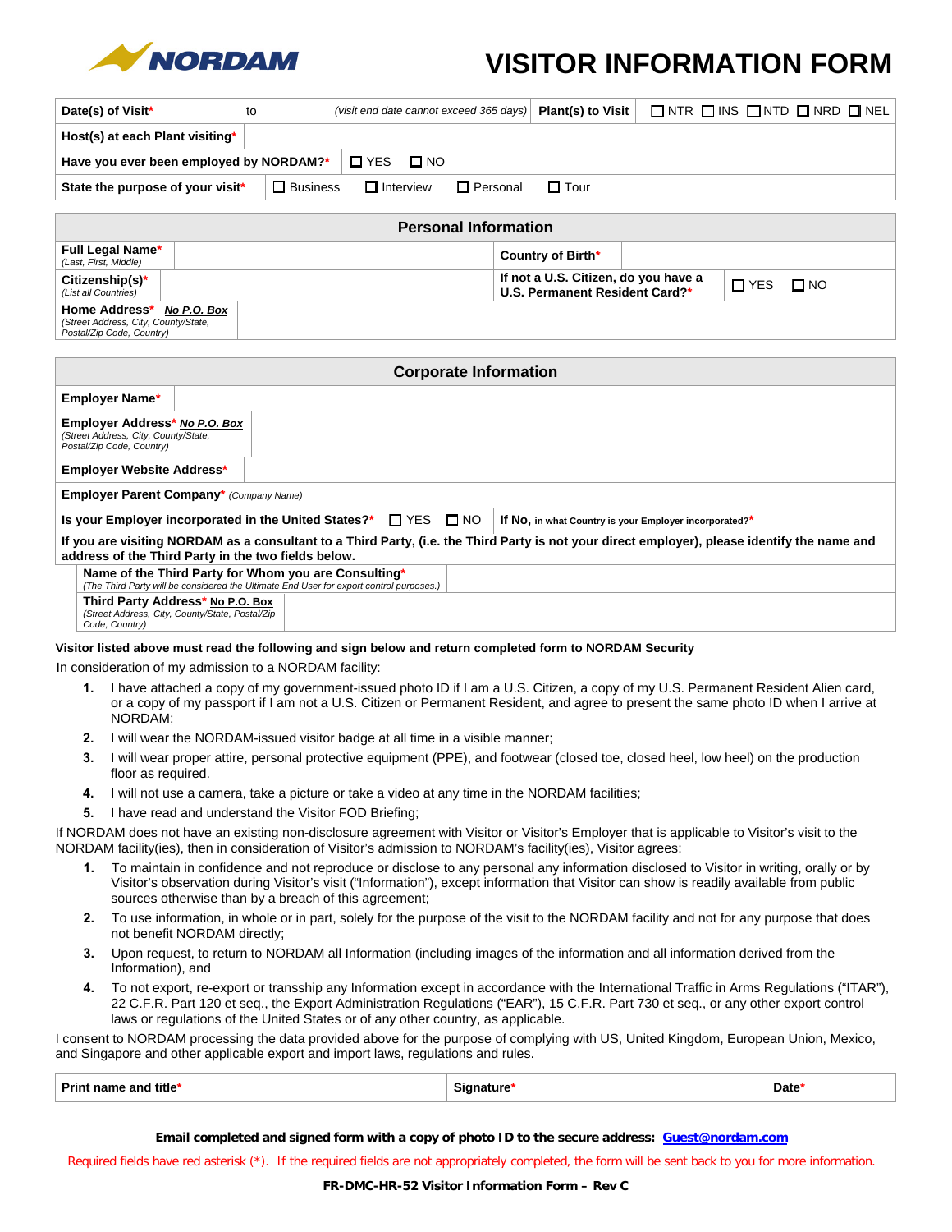NORDAM

# VISITOR INFORMATION FORM

| Date(s) of Visit* | to | (visit end date cannot exceed 365 days) | Plant(s) to Visit | ☐ NTR ☐ INS ☐ NTD ☐ NRD ☐ NEL |
|---|---|---|---|---|
| Host(s) at each Plant visiting* | | | | |
| Have you ever been employed by NORDAM?* | ☐ YES ☐ NO | | | |
| State the purpose of your visit* | ☐ Business ☐ Interview ☐ Personal ☐ Tour | | | |

## Personal Information

| Full Legal Name* (Last, First, Middle) | | Country of Birth* | |
|---|---|---|---|
| Citizenship(s)* (List all Countries) | | If not a U.S. Citizen, do you have a U.S. Permanent Resident Card?* | ☐ YES ☐ NO |
| Home Address* No P.O. Box (Street Address, City, County/State, Postal/Zip Code, Country) | | | |

## Corporate Information

| Employer Name* | | | |
|---|---|---|---|
| Employer Address* No P.O. Box (Street Address, City, County/State, Postal/Zip Code, Country) | | | |
| Employer Website Address* | | | |
| Employer Parent Company* (Company Name) | | | |
| Is your Employer incorporated in the United States?* | ☐ YES ☐ NO | If No, in what Country is your Employer incorporated?* | |

**If you are visiting NORDAM as a consultant to a Third Party, (i.e. the Third Party is not your direct employer), please identify the name and address of the Third Party in the two fields below.**

| Name of the Third Party for Whom you are Consulting* (The Third Party will be considered the Ultimate End User for export control purposes.) | |
|---|---|
| Third Party Address* No P.O. Box (Street Address, City, County/State, Postal/Zip Code, Country) | |

**Visitor listed above must read the following and sign below and return completed form to NORDAM Security**

In consideration of my admission to a NORDAM facility:

1. I have attached a copy of my government-issued photo ID if I am a U.S. Citizen, a copy of my U.S. Permanent Resident Alien card, or a copy of my passport if I am not a U.S. Citizen or Permanent Resident, and agree to present the same photo ID when I arrive at NORDAM;
2. I will wear the NORDAM-issued visitor badge at all time in a visible manner;
3. I will wear proper attire, personal protective equipment (PPE), and footwear (closed toe, closed heel, low heel) on the production floor as required.
4. I will not use a camera, take a picture or take a video at any time in the NORDAM facilities;
5. I have read and understand the Visitor FOD Briefing;

If NORDAM does not have an existing non-disclosure agreement with Visitor or Visitor's Employer that is applicable to Visitor's visit to the NORDAM facility(ies), then in consideration of Visitor's admission to NORDAM's facility(ies), Visitor agrees:

1. To maintain in confidence and not reproduce or disclose to any personal any information disclosed to Visitor in writing, orally or by Visitor's observation during Visitor's visit ("Information"), except information that Visitor can show is readily available from public sources otherwise than by a breach of this agreement;
2. To use information, in whole or in part, solely for the purpose of the visit to the NORDAM facility and not for any purpose that does not benefit NORDAM directly;
3. Upon request, to return to NORDAM all Information (including images of the information and all information derived from the Information), and
4. To not export, re-export or transship any Information except in accordance with the International Traffic in Arms Regulations ("ITAR"), 22 C.F.R. Part 120 et seq., the Export Administration Regulations ("EAR"), 15 C.F.R. Part 730 et seq., or any other export control laws or regulations of the United States or of any other country, as applicable.

I consent to NORDAM processing the data provided above for the purpose of complying with US, United Kingdom, European Union, Mexico, and Singapore and other applicable export and import laws, regulations and rules.

| Print name and title* | Signature* | Date* |
|---|---|---|

**Email completed and signed form with a copy of photo ID to the secure address: Guest@nordam.com**

Required fields have red asterisk (*). If the required fields are not appropriately completed, the form will be sent back to you for more information.

**FR-DMC-HR-52 Visitor Information Form – Rev C**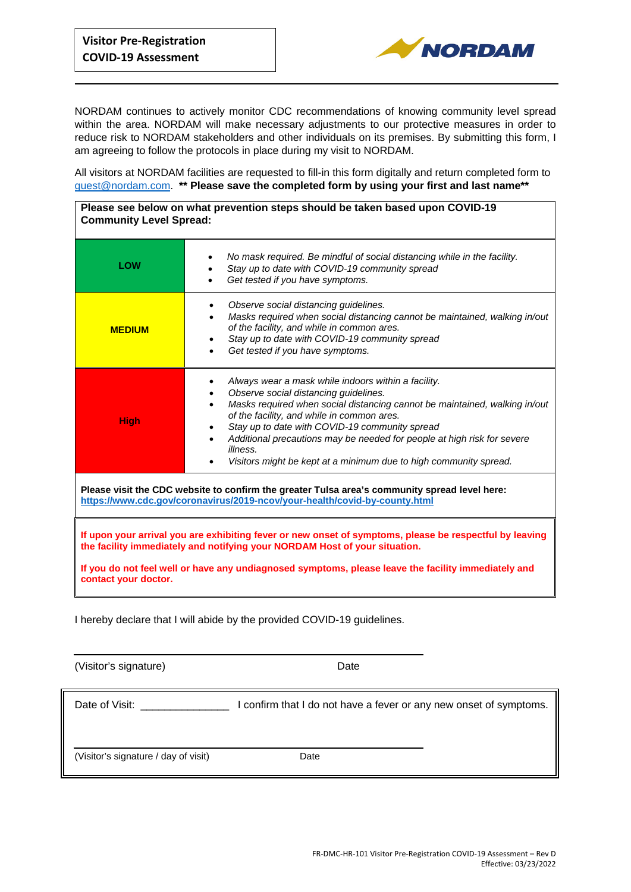**Visitor Pre-Registration**
**COVID-19 Assessment**

NORDAM

NORDAM continues to actively monitor CDC recommendations of knowing community level spread within the area. NORDAM will make necessary adjustments to our protective measures in order to reduce risk to NORDAM stakeholders and other individuals on its premises. By submitting this form, I am agreeing to follow the protocols in place during my visit to NORDAM.

All visitors at NORDAM facilities are requested to fill-in this form digitally and return completed form to guest@nordam.com. **** Please save the completed form by using your first and last name****

**Please see below on what prevention steps should be taken based upon COVID-19 Community Level Spread:**

| | |
|---|---|
| **LOW** | • *No mask required. Be mindful of social distancing while in the facility.*<br>• *Stay up to date with COVID-19 community spread*<br>• *Get tested if you have symptoms.* |
| **MEDIUM** | • *Observe social distancing guidelines.*<br>• *Masks required when social distancing cannot be maintained, walking in/out of the facility, and while in common ares.*<br>• *Stay up to date with COVID-19 community spread*<br>• *Get tested if you have symptoms.* |
| **High** | • *Always wear a mask while indoors within a facility.*<br>• *Observe social distancing guidelines.*<br>• *Masks required when social distancing cannot be maintained, walking in/out of the facility, and while in common ares.*<br>• *Stay up to date with COVID-19 community spread*<br>• *Additional precautions may be needed for people at high risk for severe illness.*<br>• *Visitors might be kept at a minimum due to high community spread.* |

**Please visit the CDC website to confirm the greater Tulsa area's community spread level here:**
**https://www.cdc.gov/coronavirus/2019-ncov/your-health/covid-by-county.html**

**If upon your arrival you are exhibiting fever or new onset of symptoms, please be respectful by leaving the facility immediately and notifying your NORDAM Host of your situation.**

**If you do not feel well or have any undiagnosed symptoms, please leave the facility immediately and contact your doctor.**

I hereby declare that I will abide by the provided COVID-19 guidelines.

______________________________________________

(Visitor's signature) Date

Date of Visit: _______________ I confirm that I do not have a fever or any new onset of symptoms.

______________________________________________

(Visitor's signature / day of visit) Date

FR-DMC-HR-101 Visitor Pre-Registration COVID-19 Assessment – Rev D
Effective: 03/23/2022